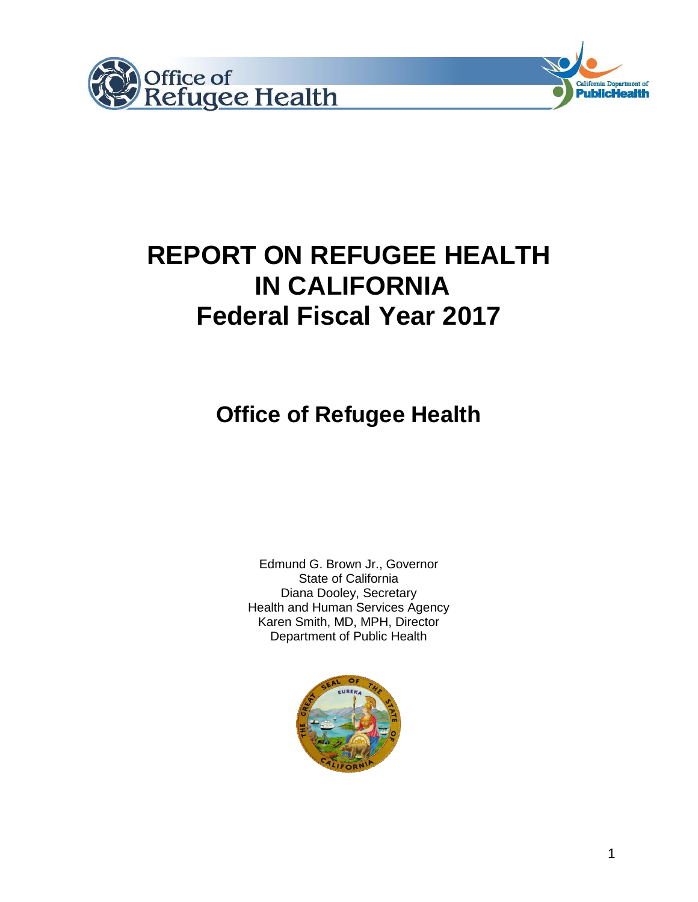# REPORT ON REFUGEE HEALTH IN CALIFORNIA
# Federal Fiscal Year 2017

## Office of Refugee Health

Edmund G. Brown Jr., Governor
State of California
Diana Dooley, Secretary
Health and Human Services Agency
Karen Smith, MD, MPH, Director
Department of Public Health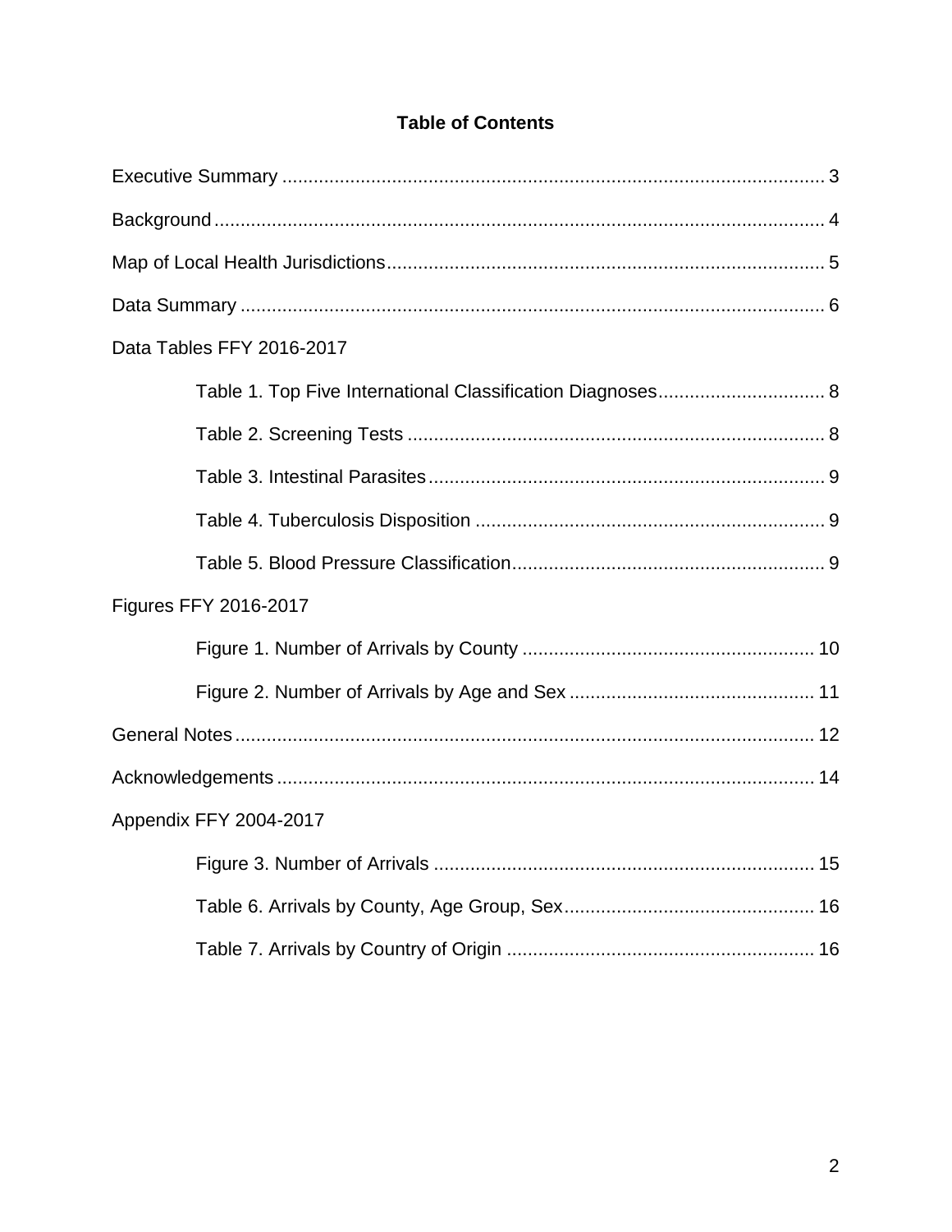## Table of Contents

Executive Summary ........................................................................................................ 3

Background .................................................................................................................... 4

Map of Local Health Jurisdictions .................................................................................. 5

Data Summary ................................................................................................................ 6

Data Tables FFY 2016-2017

- Table 1. Top Five International Classification Diagnoses ................................ 8
- Table 2. Screening Tests ................................................................................ 8
- Table 3. Intestinal Parasites ............................................................................ 9
- Table 4. Tuberculosis Disposition ................................................................... 9
- Table 5. Blood Pressure Classification ............................................................ 9

Figures FFY 2016-2017

- Figure 1. Number of Arrivals by County ........................................................ 10
- Figure 2. Number of Arrivals by Age and Sex ............................................... 11

General Notes .............................................................................................................. 12

Acknowledgements ...................................................................................................... 14

Appendix FFY 2004-2017

- Figure 3. Number of Arrivals ......................................................................... 15
- Table 6. Arrivals by County, Age Group, Sex ................................................ 16
- Table 7. Arrivals by Country of Origin ........................................................... 16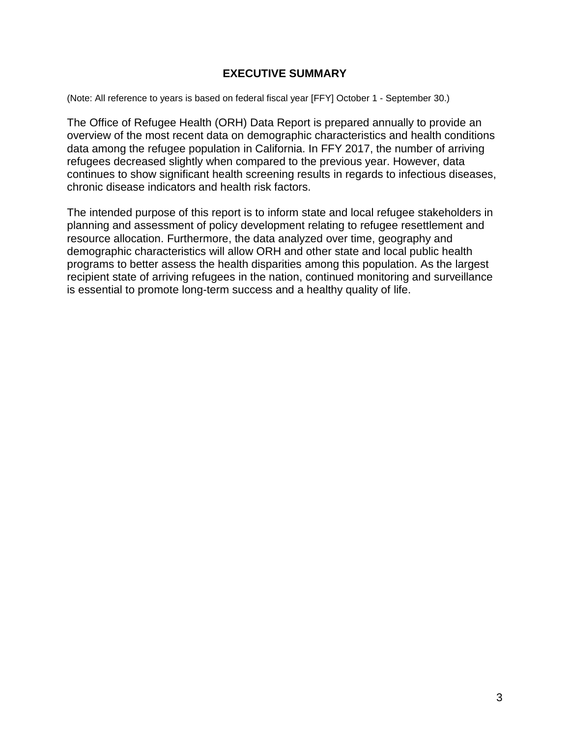# EXECUTIVE SUMMARY

(Note: All reference to years is based on federal fiscal year [FFY] October 1 - September 30.)

The Office of Refugee Health (ORH) Data Report is prepared annually to provide an overview of the most recent data on demographic characteristics and health conditions data among the refugee population in California. In FFY 2017, the number of arriving refugees decreased slightly when compared to the previous year. However, data continues to show significant health screening results in regards to infectious diseases, chronic disease indicators and health risk factors.

The intended purpose of this report is to inform state and local refugee stakeholders in planning and assessment of policy development relating to refugee resettlement and resource allocation. Furthermore, the data analyzed over time, geography and demographic characteristics will allow ORH and other state and local public health programs to better assess the health disparities among this population. As the largest recipient state of arriving refugees in the nation, continued monitoring and surveillance is essential to promote long-term success and a healthy quality of life.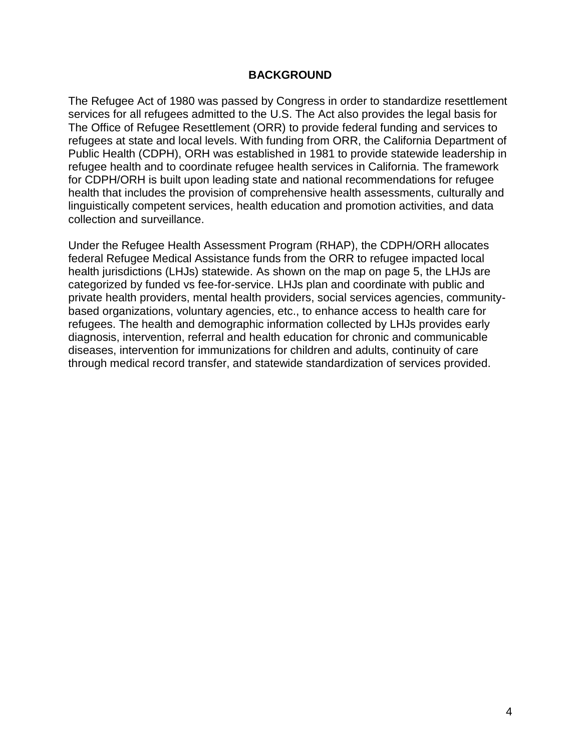## BACKGROUND

The Refugee Act of 1980 was passed by Congress in order to standardize resettlement services for all refugees admitted to the U.S. The Act also provides the legal basis for The Office of Refugee Resettlement (ORR) to provide federal funding and services to refugees at state and local levels. With funding from ORR, the California Department of Public Health (CDPH), ORH was established in 1981 to provide statewide leadership in refugee health and to coordinate refugee health services in California. The framework for CDPH/ORH is built upon leading state and national recommendations for refugee health that includes the provision of comprehensive health assessments, culturally and linguistically competent services, health education and promotion activities, and data collection and surveillance.

Under the Refugee Health Assessment Program (RHAP), the CDPH/ORH allocates federal Refugee Medical Assistance funds from the ORR to refugee impacted local health jurisdictions (LHJs) statewide. As shown on the map on page 5, the LHJs are categorized by funded vs fee-for-service. LHJs plan and coordinate with public and private health providers, mental health providers, social services agencies, community-based organizations, voluntary agencies, etc., to enhance access to health care for refugees. The health and demographic information collected by LHJs provides early diagnosis, intervention, referral and health education for chronic and communicable diseases, intervention for immunizations for children and adults, continuity of care through medical record transfer, and statewide standardization of services provided.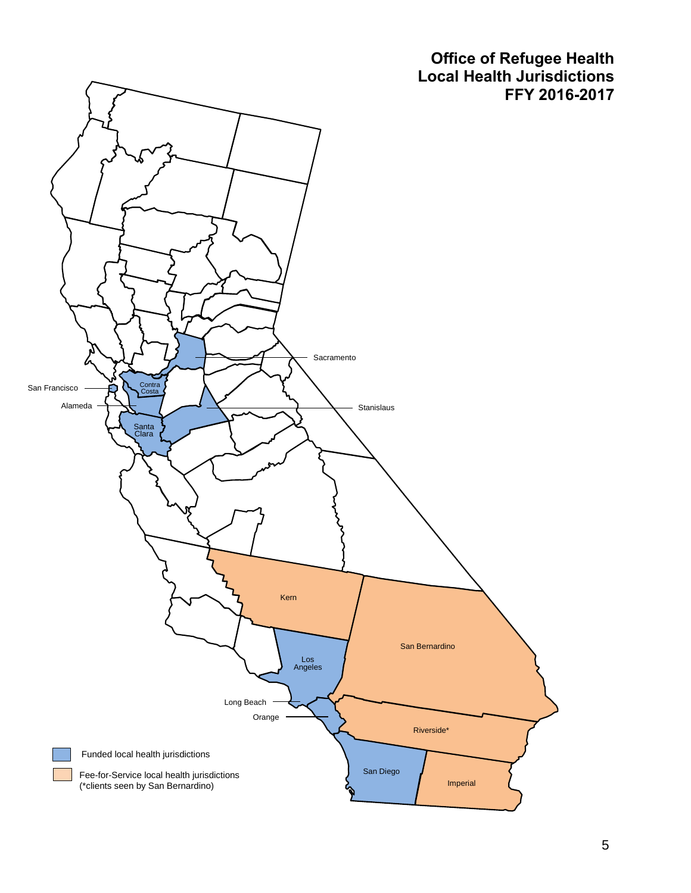# Office of Refugee Health Local Health Jurisdictions FFY 2016-2017

Sacramento

San Francisco

Contra Costa

Alameda

Stanislaus

Santa Clara

Kern

San Bernardino

Los Angeles

Long Beach

Orange

Riverside*

San Diego

Imperial

Funded local health jurisdictions

Fee-for-Service local health jurisdictions (*clients seen by San Bernardino)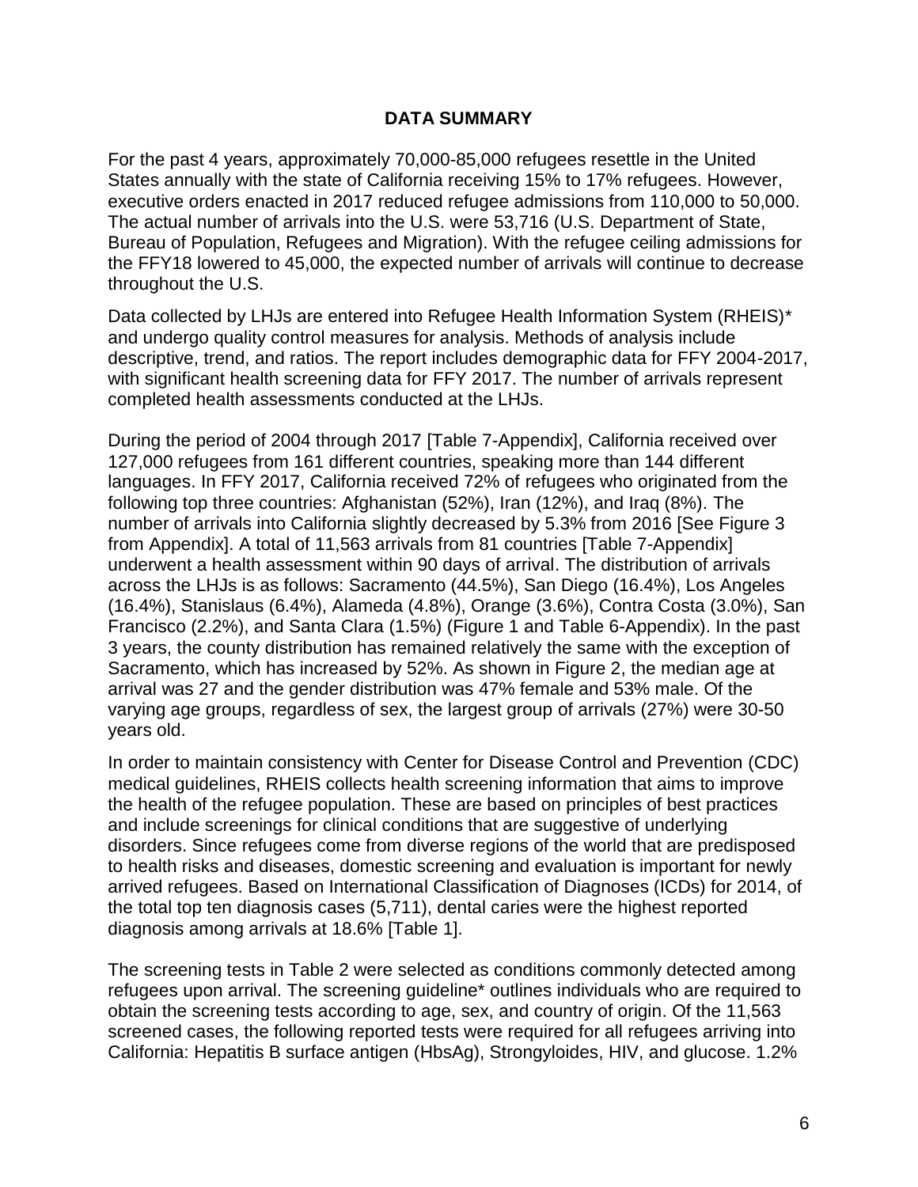## DATA SUMMARY

For the past 4 years, approximately 70,000-85,000 refugees resettle in the United States annually with the state of California receiving 15% to 17% refugees. However, executive orders enacted in 2017 reduced refugee admissions from 110,000 to 50,000. The actual number of arrivals into the U.S. were 53,716 (U.S. Department of State, Bureau of Population, Refugees and Migration). With the refugee ceiling admissions for the FFY18 lowered to 45,000, the expected number of arrivals will continue to decrease throughout the U.S.

Data collected by LHJs are entered into Refugee Health Information System (RHEIS)* and undergo quality control measures for analysis. Methods of analysis include descriptive, trend, and ratios. The report includes demographic data for FFY 2004-2017, with significant health screening data for FFY 2017. The number of arrivals represent completed health assessments conducted at the LHJs.

During the period of 2004 through 2017 [Table 7-Appendix], California received over 127,000 refugees from 161 different countries, speaking more than 144 different languages. In FFY 2017, California received 72% of refugees who originated from the following top three countries: Afghanistan (52%), Iran (12%), and Iraq (8%). The number of arrivals into California slightly decreased by 5.3% from 2016 [See Figure 3 from Appendix]. A total of 11,563 arrivals from 81 countries [Table 7-Appendix] underwent a health assessment within 90 days of arrival. The distribution of arrivals across the LHJs is as follows: Sacramento (44.5%), San Diego (16.4%), Los Angeles (16.4%), Stanislaus (6.4%), Alameda (4.8%), Orange (3.6%), Contra Costa (3.0%), San Francisco (2.2%), and Santa Clara (1.5%) (Figure 1 and Table 6-Appendix). In the past 3 years, the county distribution has remained relatively the same with the exception of Sacramento, which has increased by 52%. As shown in Figure 2, the median age at arrival was 27 and the gender distribution was 47% female and 53% male. Of the varying age groups, regardless of sex, the largest group of arrivals (27%) were 30-50 years old.

In order to maintain consistency with Center for Disease Control and Prevention (CDC) medical guidelines, RHEIS collects health screening information that aims to improve the health of the refugee population. These are based on principles of best practices and include screenings for clinical conditions that are suggestive of underlying disorders. Since refugees come from diverse regions of the world that are predisposed to health risks and diseases, domestic screening and evaluation is important for newly arrived refugees. Based on International Classification of Diagnoses (ICDs) for 2014, of the total top ten diagnosis cases (5,711), dental caries were the highest reported diagnosis among arrivals at 18.6% [Table 1].

The screening tests in Table 2 were selected as conditions commonly detected among refugees upon arrival. The screening guideline* outlines individuals who are required to obtain the screening tests according to age, sex, and country of origin. Of the 11,563 screened cases, the following reported tests were required for all refugees arriving into California: Hepatitis B surface antigen (HbsAg), Strongyloides, HIV, and glucose. 1.2%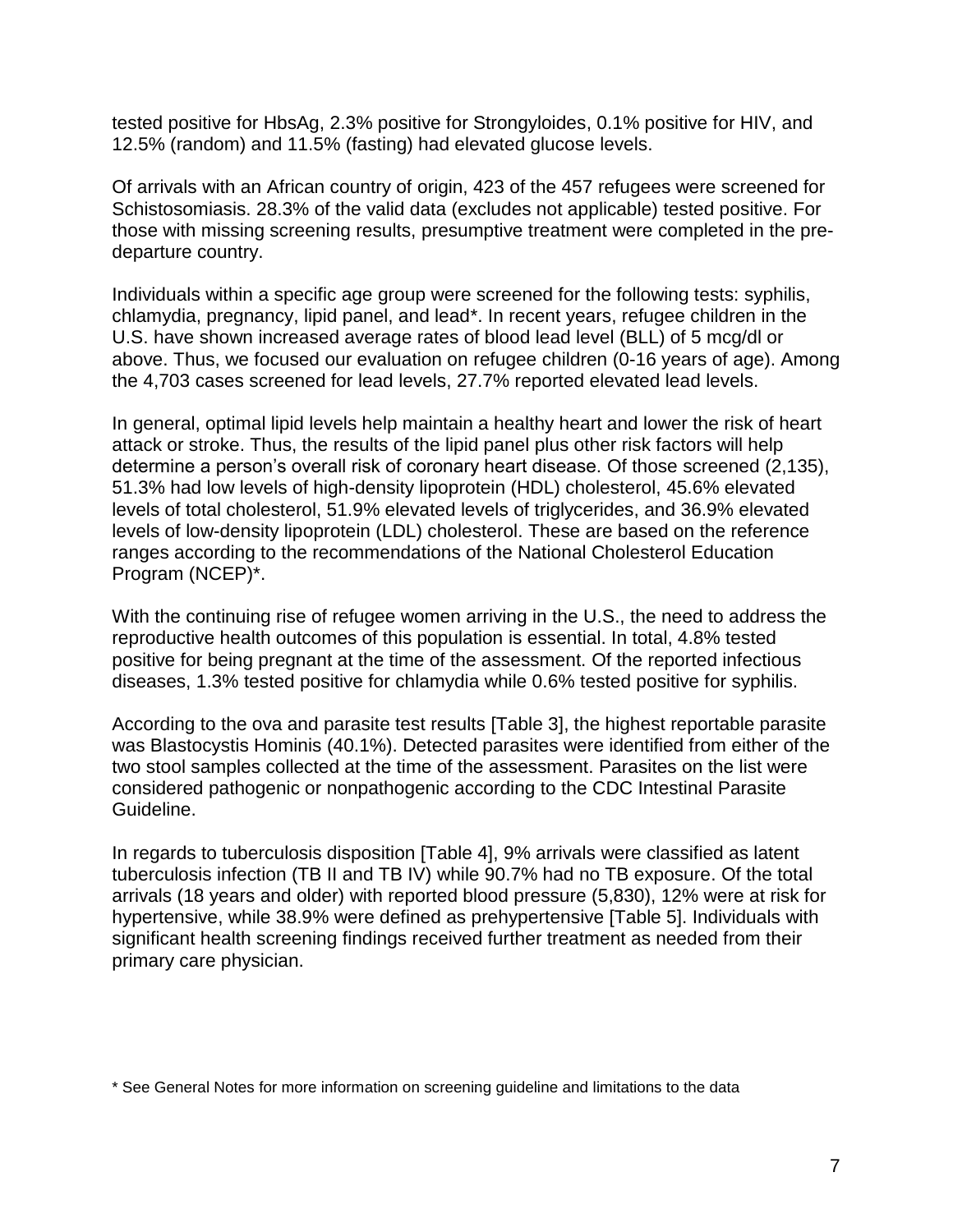tested positive for HbsAg, 2.3% positive for Strongyloides, 0.1% positive for HIV, and 12.5% (random) and 11.5% (fasting) had elevated glucose levels.

Of arrivals with an African country of origin, 423 of the 457 refugees were screened for Schistosomiasis. 28.3% of the valid data (excludes not applicable) tested positive. For those with missing screening results, presumptive treatment were completed in the pre-departure country.

Individuals within a specific age group were screened for the following tests: syphilis, chlamydia, pregnancy, lipid panel, and lead*. In recent years, refugee children in the U.S. have shown increased average rates of blood lead level (BLL) of 5 mcg/dl or above. Thus, we focused our evaluation on refugee children (0-16 years of age). Among the 4,703 cases screened for lead levels, 27.7% reported elevated lead levels.

In general, optimal lipid levels help maintain a healthy heart and lower the risk of heart attack or stroke. Thus, the results of the lipid panel plus other risk factors will help determine a person's overall risk of coronary heart disease. Of those screened (2,135), 51.3% had low levels of high-density lipoprotein (HDL) cholesterol, 45.6% elevated levels of total cholesterol, 51.9% elevated levels of triglycerides, and 36.9% elevated levels of low-density lipoprotein (LDL) cholesterol. These are based on the reference ranges according to the recommendations of the National Cholesterol Education Program (NCEP)*.

With the continuing rise of refugee women arriving in the U.S., the need to address the reproductive health outcomes of this population is essential. In total, 4.8% tested positive for being pregnant at the time of the assessment. Of the reported infectious diseases, 1.3% tested positive for chlamydia while 0.6% tested positive for syphilis.

According to the ova and parasite test results [Table 3], the highest reportable parasite was Blastocystis Hominis (40.1%). Detected parasites were identified from either of the two stool samples collected at the time of the assessment. Parasites on the list were considered pathogenic or nonpathogenic according to the CDC Intestinal Parasite Guideline.

In regards to tuberculosis disposition [Table 4], 9% arrivals were classified as latent tuberculosis infection (TB II and TB IV) while 90.7% had no TB exposure. Of the total arrivals (18 years and older) with reported blood pressure (5,830), 12% were at risk for hypertensive, while 38.9% were defined as prehypertensive [Table 5]. Individuals with significant health screening findings received further treatment as needed from their primary care physician.

\* See General Notes for more information on screening guideline and limitations to the data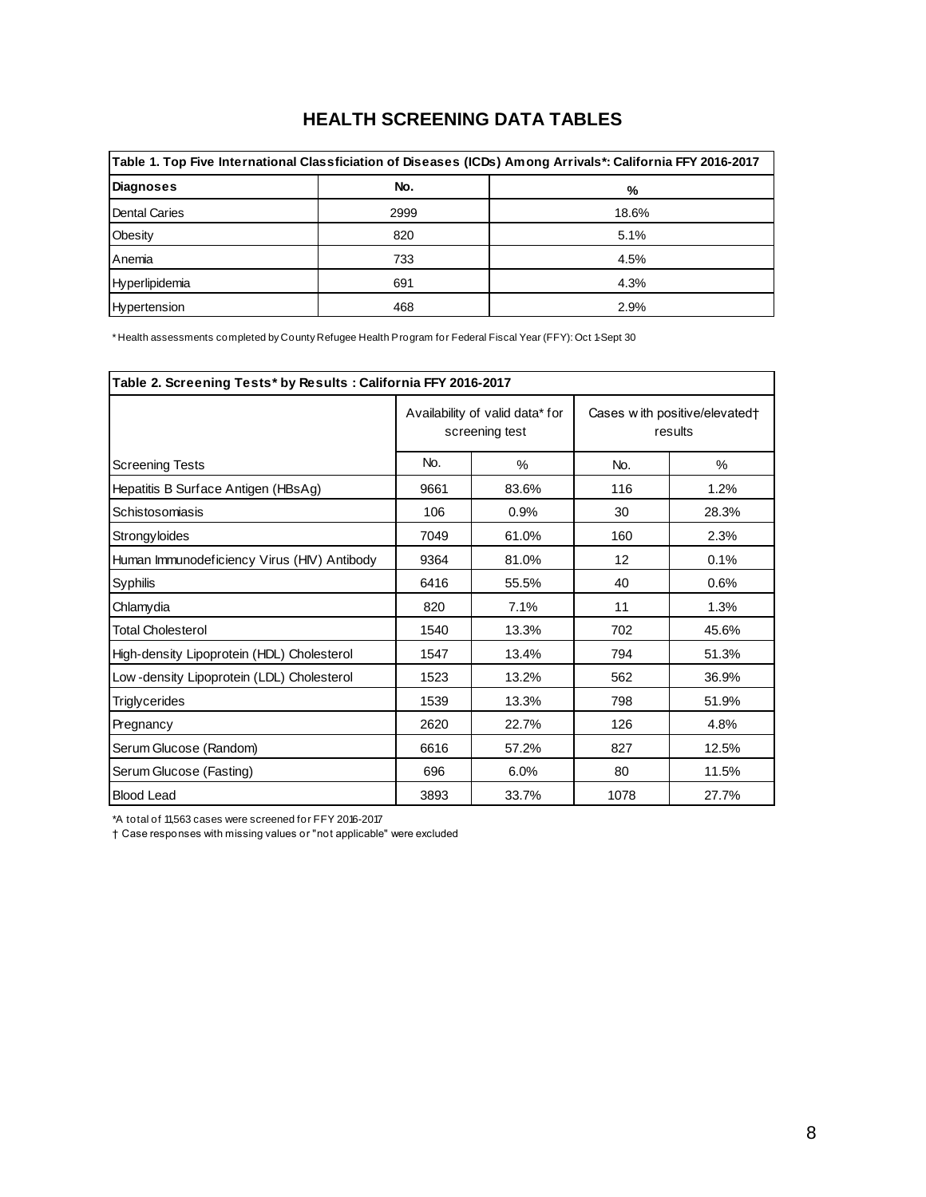# HEALTH SCREENING DATA TABLES

| Table 1. Top Five International Classficiation of Diseases (ICDs) Among Arrivals*: California FFY 2016-2017 | | |
|---|---|---|
| **Diagnoses** | **No.** | **%** |
| Dental Caries | 2999 | 18.6% |
| Obesity | 820 | 5.1% |
| Anemia | 733 | 4.5% |
| Hyperlipidemia | 691 | 4.3% |
| Hypertension | 468 | 2.9% |

* Health assessments completed by County Refugee Health Program for Federal Fiscal Year (FFY): Oct 1-Sept 30

| Table 2. Screening Tests* by Results : California FFY 2016-2017 | | | | |
|---|---|---|---|---|
| | Availability of valid data* for screening test | | Cases with positive/elevated† results | |
| Screening Tests | No. | % | No. | % |
| Hepatitis B Surface Antigen (HBsAg) | 9661 | 83.6% | 116 | 1.2% |
| Schistosomiasis | 106 | 0.9% | 30 | 28.3% |
| Strongyloides | 7049 | 61.0% | 160 | 2.3% |
| Human Immunodeficiency Virus (HIV) Antibody | 9364 | 81.0% | 12 | 0.1% |
| Syphilis | 6416 | 55.5% | 40 | 0.6% |
| Chlamydia | 820 | 7.1% | 11 | 1.3% |
| Total Cholesterol | 1540 | 13.3% | 702 | 45.6% |
| High-density Lipoprotein (HDL) Cholesterol | 1547 | 13.4% | 794 | 51.3% |
| Low-density Lipoprotein (LDL) Cholesterol | 1523 | 13.2% | 562 | 36.9% |
| Triglycerides | 1539 | 13.3% | 798 | 51.9% |
| Pregnancy | 2620 | 22.7% | 126 | 4.8% |
| Serum Glucose (Random) | 6616 | 57.2% | 827 | 12.5% |
| Serum Glucose (Fasting) | 696 | 6.0% | 80 | 11.5% |
| Blood Lead | 3893 | 33.7% | 1078 | 27.7% |

*A total of 11,563 cases were screened for FFY 2016-2017

† Case responses with missing values or "not applicable" were excluded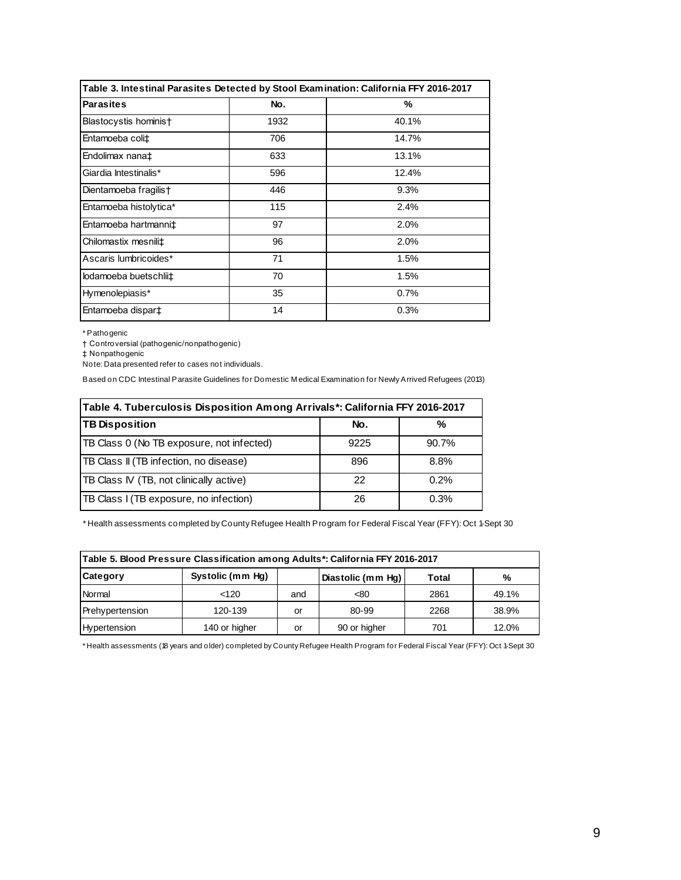**Table 3. Intestinal Parasites Detected by Stool Examination: California FFY 2016-2017**

| Parasites | No. | % |
|---|---|---|
| Blastocystis hominis† | 1932 | 40.1% |
| Entamoeba coli‡ | 706 | 14.7% |
| Endolimax nana‡ | 633 | 13.1% |
| Giardia Intestinalis* | 596 | 12.4% |
| Dientamoeba fragilis† | 446 | 9.3% |
| Entamoeba histolytica* | 115 | 2.4% |
| Entamoeba hartmanni‡ | 97 | 2.0% |
| Chilomastix mesnili‡ | 96 | 2.0% |
| Ascaris lumbricoides* | 71 | 1.5% |
| Iodamoeba buetschlii‡ | 70 | 1.5% |
| Hymenolepiasis* | 35 | 0.7% |
| Entamoeba dispar‡ | 14 | 0.3% |

* Pathogenic
† Controversial (pathogenic/nonpathogenic)
‡ Nonpathogenic
Note: Data presented refer to cases not individuals.

Based on CDC Intestinal Parasite Guidelines for Domestic Medical Examination for Newly Arrived Refugees (2013)

**Table 4. Tuberculosis Disposition Among Arrivals*: California FFY 2016-2017**

| TB Disposition | No. | % |
|---|---|---|
| TB Class 0 (No TB exposure, not infected) | 9225 | 90.7% |
| TB Class II (TB infection, no disease) | 896 | 8.8% |
| TB Class IV (TB, not clinically active) | 22 | 0.2% |
| TB Class I (TB exposure, no infection) | 26 | 0.3% |

* Health assessments completed by County Refugee Health Program for Federal Fiscal Year (FFY): Oct 1-Sept 30

**Table 5. Blood Pressure Classification among Adults*: California FFY 2016-2017**

| Category | Systolic (mm Hg) | | Diastolic (mm Hg) | Total | % |
|---|---|---|---|---|---|
| Normal | <120 | and | <80 | 2861 | 49.1% |
| Prehypertension | 120-139 | or | 80-99 | 2268 | 38.9% |
| Hypertension | 140 or higher | or | 90 or higher | 701 | 12.0% |

* Health assessments (18 years and older) completed by County Refugee Health Program for Federal Fiscal Year (FFY): Oct 1-Sept 30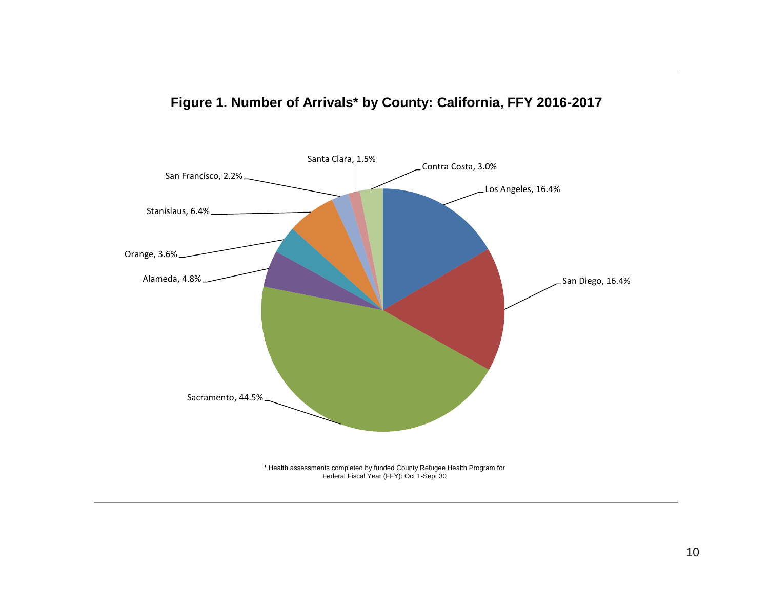**Figure 1. Number of Arrivals* by County: California, FFY 2016-2017**

| County | Percent |
|---|---|
| Los Angeles | 16.4% |
| San Diego | 16.4% |
| Sacramento | 44.5% |
| Alameda | 4.8% |
| Orange | 3.6% |
| Stanislaus | 6.4% |
| San Francisco | 2.2% |
| Santa Clara | 1.5% |
| Contra Costa | 3.0% |

* Health assessments completed by funded County Refugee Health Program for Federal Fiscal Year (FFY): Oct 1-Sept 30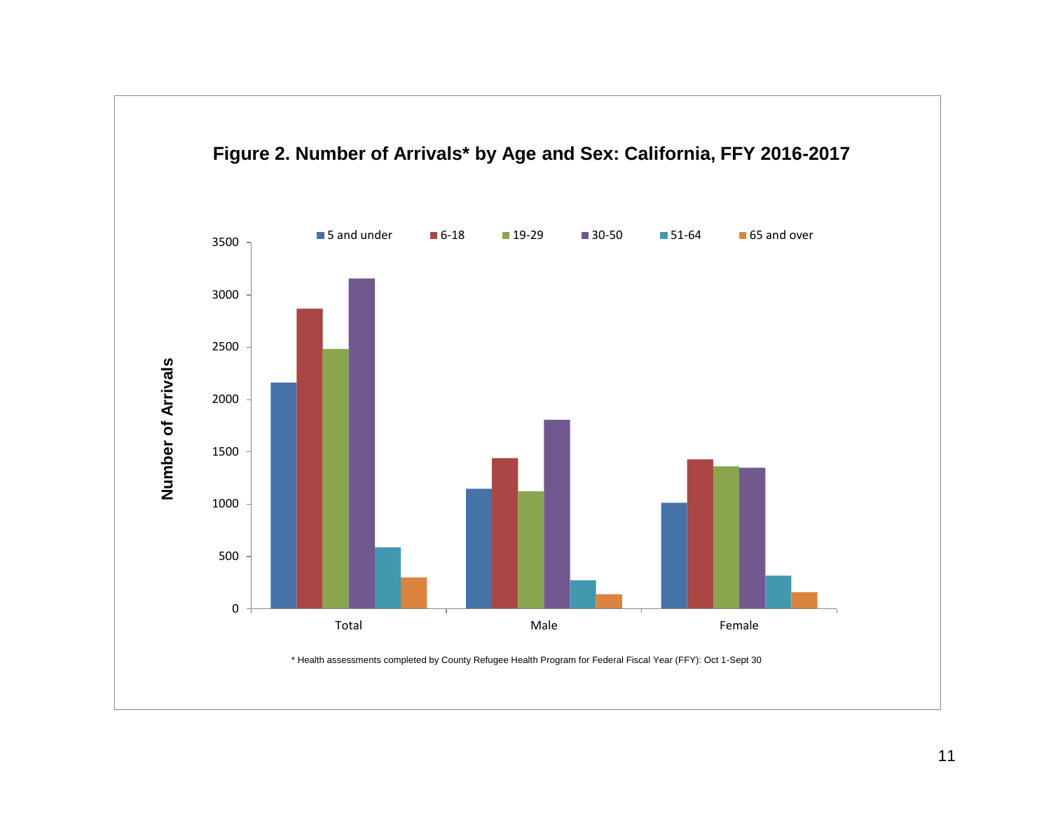**Figure 2. Number of Arrivals* by Age and Sex: California, FFY 2016-2017**

* Health assessments completed by County Refugee Health Program for Federal Fiscal Year (FFY): Oct 1-Sept 30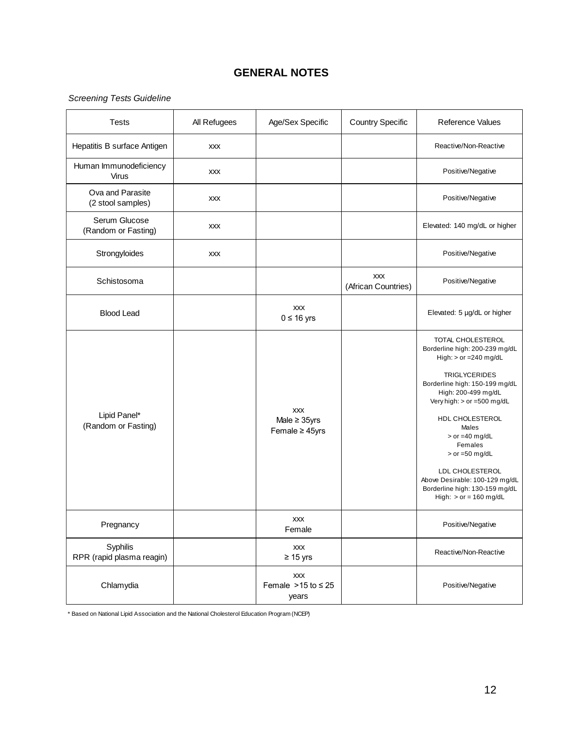## GENERAL NOTES

*Screening Tests Guideline*

| Tests | All Refugees | Age/Sex Specific | Country Specific | Reference Values |
|---|---|---|---|---|
| Hepatitis B surface Antigen | xxx | | | Reactive/Non-Reactive |
| Human Immunodeficiency Virus | xxx | | | Positive/Negative |
| Ova and Parasite (2 stool samples) | xxx | | | Positive/Negative |
| Serum Glucose (Random or Fasting) | xxx | | | Elevated: 140 mg/dL or higher |
| Strongyloides | xxx | | | Positive/Negative |
| Schistosoma | | | xxx (African Countries) | Positive/Negative |
| Blood Lead | | xxx 0 ≤ 16 yrs | | Elevated: 5 µg/dL or higher |
| Lipid Panel* (Random or Fasting) | | xxx Male ≥ 35yrs Female ≥ 45yrs | | TOTAL CHOLESTEROL Borderline high: 200-239 mg/dL High: > or =240 mg/dL<br><br>TRIGLYCERIDES Borderline high: 150-199 mg/dL High: 200-499 mg/dL Very high: > or =500 mg/dL<br><br>HDL CHOLESTEROL Males > or =40 mg/dL Females > or =50 mg/dL<br><br>LDL CHOLESTEROL Above Desirable: 100-129 mg/dL Borderline high: 130-159 mg/dL High: > or = 160 mg/dL |
| Pregnancy | | xxx Female | | Positive/Negative |
| Syphilis RPR (rapid plasma reagin) | | xxx ≥ 15 yrs | | Reactive/Non-Reactive |
| Chlamydia | | xxx Female >15 to ≤ 25 years | | Positive/Negative |

* Based on National Lipid Association and the National Cholesterol Education Program (NCEP)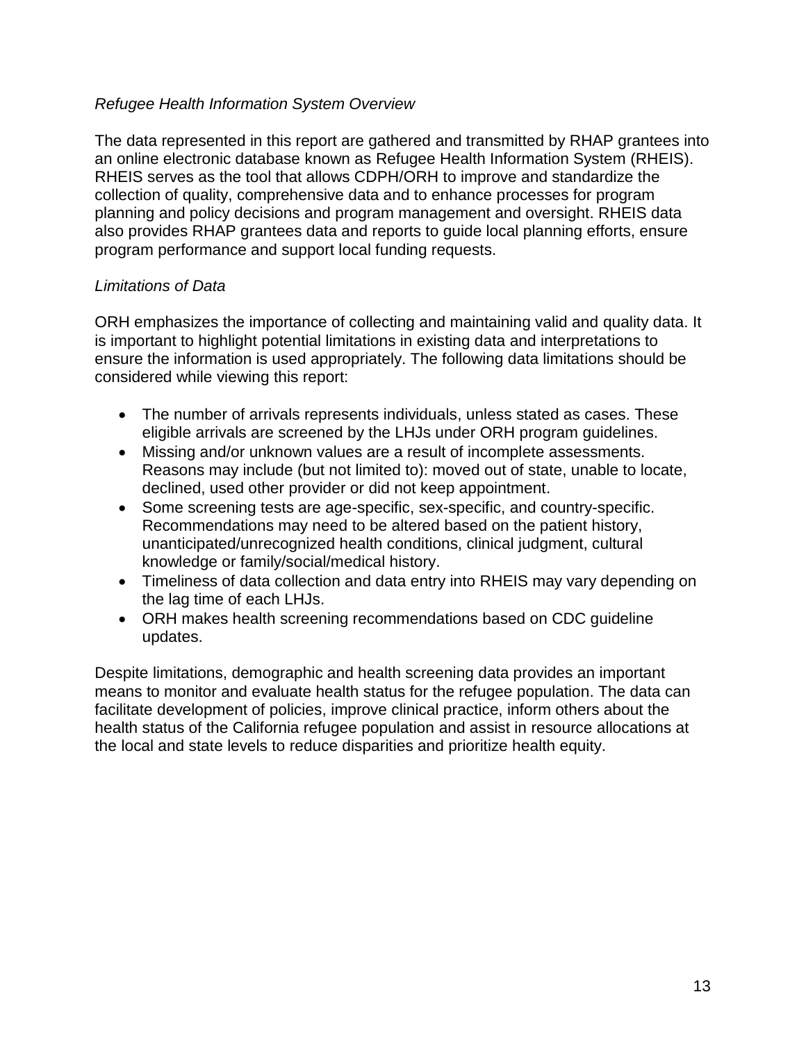*Refugee Health Information System Overview*

The data represented in this report are gathered and transmitted by RHAP grantees into an online electronic database known as Refugee Health Information System (RHEIS). RHEIS serves as the tool that allows CDPH/ORH to improve and standardize the collection of quality, comprehensive data and to enhance processes for program planning and policy decisions and program management and oversight. RHEIS data also provides RHAP grantees data and reports to guide local planning efforts, ensure program performance and support local funding requests.

*Limitations of Data*

ORH emphasizes the importance of collecting and maintaining valid and quality data. It is important to highlight potential limitations in existing data and interpretations to ensure the information is used appropriately. The following data limitations should be considered while viewing this report:

- The number of arrivals represents individuals, unless stated as cases. These eligible arrivals are screened by the LHJs under ORH program guidelines.
- Missing and/or unknown values are a result of incomplete assessments. Reasons may include (but not limited to): moved out of state, unable to locate, declined, used other provider or did not keep appointment.
- Some screening tests are age-specific, sex-specific, and country-specific. Recommendations may need to be altered based on the patient history, unanticipated/unrecognized health conditions, clinical judgment, cultural knowledge or family/social/medical history.
- Timeliness of data collection and data entry into RHEIS may vary depending on the lag time of each LHJs.
- ORH makes health screening recommendations based on CDC guideline updates.

Despite limitations, demographic and health screening data provides an important means to monitor and evaluate health status for the refugee population. The data can facilitate development of policies, improve clinical practice, inform others about the health status of the California refugee population and assist in resource allocations at the local and state levels to reduce disparities and prioritize health equity.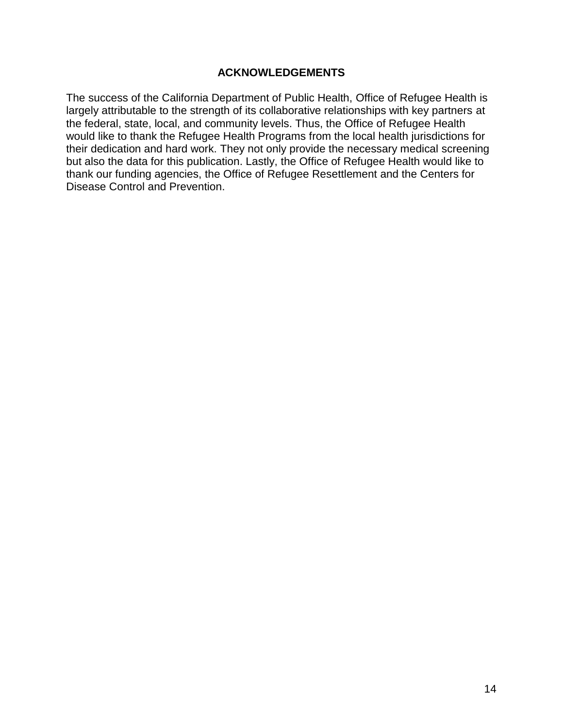## ACKNOWLEDGEMENTS

The success of the California Department of Public Health, Office of Refugee Health is largely attributable to the strength of its collaborative relationships with key partners at the federal, state, local, and community levels. Thus, the Office of Refugee Health would like to thank the Refugee Health Programs from the local health jurisdictions for their dedication and hard work. They not only provide the necessary medical screening but also the data for this publication. Lastly, the Office of Refugee Health would like to thank our funding agencies, the Office of Refugee Resettlement and the Centers for Disease Control and Prevention.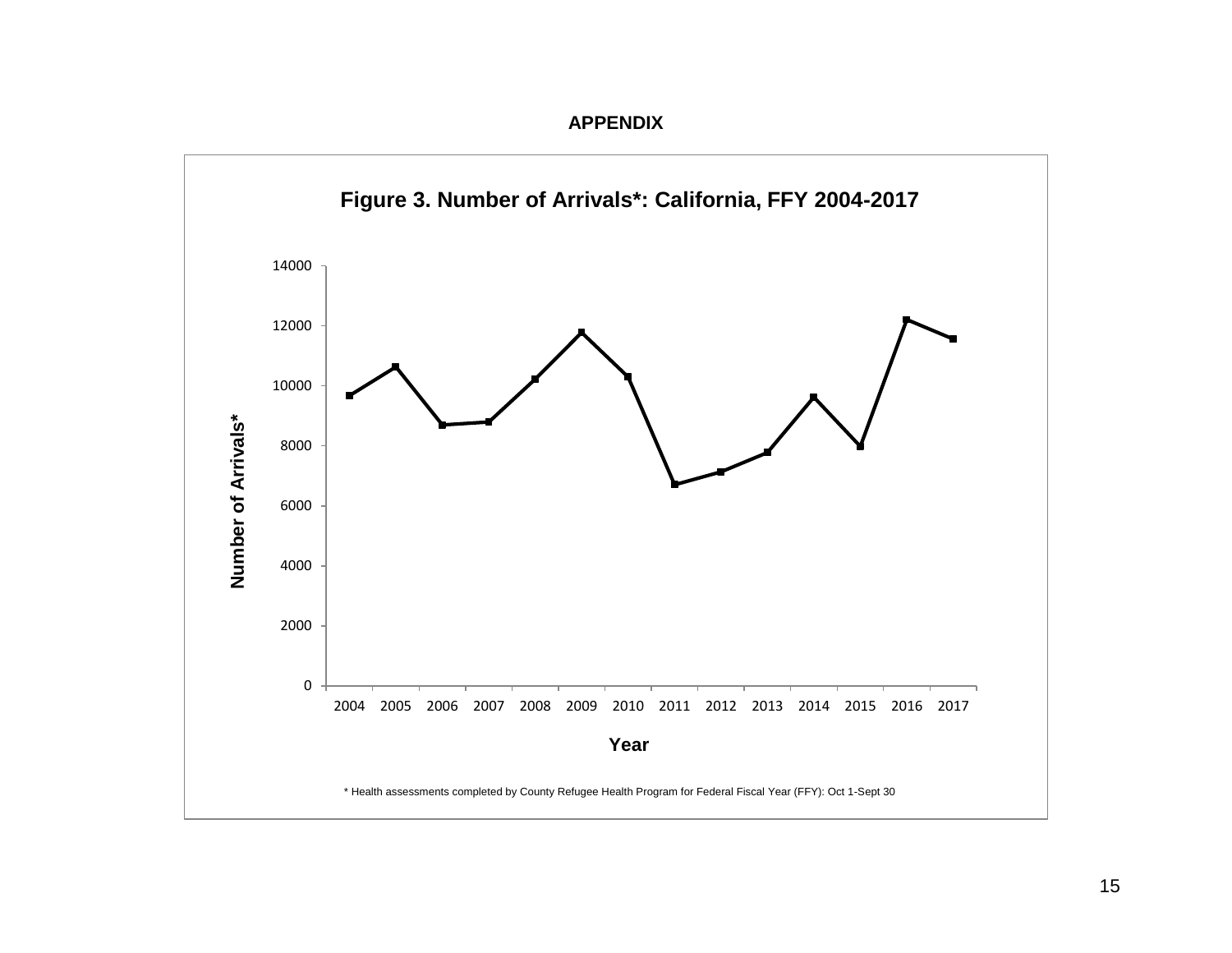## APPENDIX

**Figure 3. Number of Arrivals*: California, FFY 2004-2017**

\* Health assessments completed by County Refugee Health Program for Federal Fiscal Year (FFY): Oct 1-Sept 30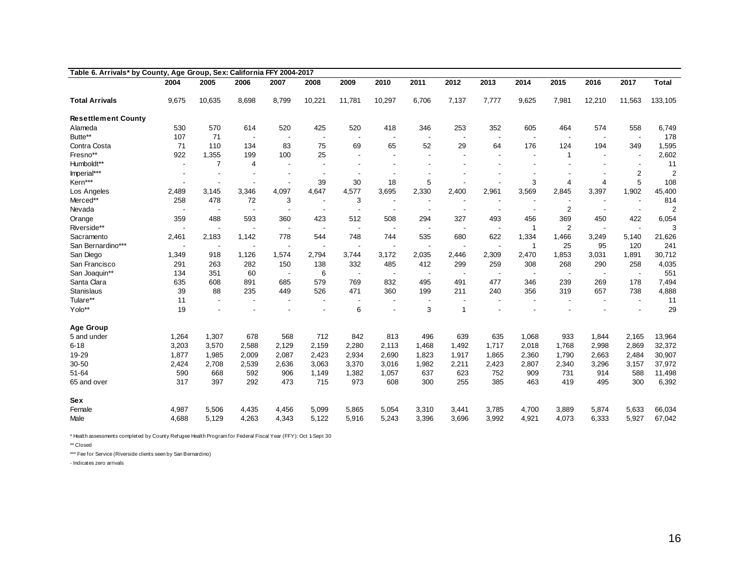| Table 6. Arrivals* by County, Age Group, Sex: California FFY 2004-2017 | | | | | | | | | | | | | | | |
|---|---|---|---|---|---|---|---|---|---|---|---|---|---|---|---|
| | 2004 | 2005 | 2006 | 2007 | 2008 | 2009 | 2010 | 2011 | 2012 | 2013 | 2014 | 2015 | 2016 | 2017 | Total |
| **Total Arrivals** | 9,675 | 10,635 | 8,698 | 8,799 | 10,221 | 11,781 | 10,297 | 6,706 | 7,137 | 7,777 | 9,625 | 7,981 | 12,210 | 11,563 | 133,105 |
| **Resettlement County** | | | | | | | | | | | | | | | |
| Alameda | 530 | 570 | 614 | 520 | 425 | 520 | 418 | 346 | 253 | 352 | 605 | 464 | 574 | 558 | 6,749 |
| Butte** | 107 | 71 | - | - | - | - | - | - | - | - | - | - | - | - | 178 |
| Contra Costa | 71 | 110 | 134 | 83 | 75 | 69 | 65 | 52 | 29 | 64 | 176 | 124 | 194 | 349 | 1,595 |
| Fresno** | 922 | 1,355 | 199 | 100 | 25 | - | - | - | - | - | - | 1 | - | - | 2,602 |
| Humboldt** | - | 7 | 4 | - | - | - | - | - | - | - | - | - | - | - | 11 |
| Imperial*** | - | - | - | - | - | - | - | - | - | - | - | - | - | 2 | 2 |
| Kern*** | - | - | - | - | 39 | 30 | 18 | 5 | - | - | 3 | 4 | 4 | 5 | 108 |
| Los Angeles | 2,489 | 3,145 | 3,346 | 4,097 | 4,647 | 4,577 | 3,695 | 2,330 | 2,400 | 2,961 | 3,569 | 2,845 | 3,397 | 1,902 | 45,400 |
| Merced** | 258 | 478 | 72 | 3 | - | 3 | - | - | - | - | - | - | - | - | 814 |
| Nevada | - | - | - | - | - | - | - | - | - | - | - | 2 | - | - | 2 |
| Orange | 359 | 488 | 593 | 360 | 423 | 512 | 508 | 294 | 327 | 493 | 456 | 369 | 450 | 422 | 6,054 |
| Riverside** | - | - | - | - | - | - | - | - | - | - | 1 | 2 | - | - | 3 |
| Sacramento | 2,461 | 2,183 | 1,142 | 778 | 544 | 748 | 744 | 535 | 680 | 622 | 1,334 | 1,466 | 3,249 | 5,140 | 21,626 |
| San Bernardino*** | - | - | - | - | - | - | - | - | - | - | 1 | 25 | 95 | 120 | 241 |
| San Diego | 1,349 | 918 | 1,126 | 1,574 | 2,794 | 3,744 | 3,172 | 2,035 | 2,446 | 2,309 | 2,470 | 1,853 | 3,031 | 1,891 | 30,712 |
| San Francisco | 291 | 263 | 282 | 150 | 138 | 332 | 485 | 412 | 299 | 259 | 308 | 268 | 290 | 258 | 4,035 |
| San Joaquin** | 134 | 351 | 60 | - | 6 | - | - | - | - | - | - | - | - | - | 551 |
| Santa Clara | 635 | 608 | 891 | 685 | 579 | 769 | 832 | 495 | 491 | 477 | 346 | 239 | 269 | 178 | 7,494 |
| Stanislaus | 39 | 88 | 235 | 449 | 526 | 471 | 360 | 199 | 211 | 240 | 356 | 319 | 657 | 738 | 4,888 |
| Tulare** | 11 | - | - | - | - | - | - | - | - | - | - | - | - | - | 11 |
| Yolo** | 19 | - | - | - | - | 6 | - | 3 | 1 | - | - | - | - | - | 29 |
| **Age Group** | | | | | | | | | | | | | | | |
| 5 and under | 1,264 | 1,307 | 678 | 568 | 712 | 842 | 813 | 496 | 639 | 635 | 1,068 | 933 | 1,844 | 2,165 | 13,964 |
| 6-18 | 3,203 | 3,570 | 2,588 | 2,129 | 2,159 | 2,280 | 2,113 | 1,468 | 1,492 | 1,717 | 2,018 | 1,768 | 2,998 | 2,869 | 32,372 |
| 19-29 | 1,877 | 1,985 | 2,009 | 2,087 | 2,423 | 2,934 | 2,690 | 1,823 | 1,917 | 1,865 | 2,360 | 1,790 | 2,663 | 2,484 | 30,907 |
| 30-50 | 2,424 | 2,708 | 2,539 | 2,636 | 3,063 | 3,370 | 3,016 | 1,982 | 2,211 | 2,423 | 2,807 | 2,340 | 3,296 | 3,157 | 37,972 |
| 51-64 | 590 | 668 | 592 | 906 | 1,149 | 1,382 | 1,057 | 637 | 623 | 752 | 909 | 731 | 914 | 588 | 11,498 |
| 65 and over | 317 | 397 | 292 | 473 | 715 | 973 | 608 | 300 | 255 | 385 | 463 | 419 | 495 | 300 | 6,392 |
| **Sex** | | | | | | | | | | | | | | | |
| Female | 4,987 | 5,506 | 4,435 | 4,456 | 5,099 | 5,865 | 5,054 | 3,310 | 3,441 | 3,785 | 4,700 | 3,889 | 5,874 | 5,633 | 66,034 |
| Male | 4,688 | 5,129 | 4,263 | 4,343 | 5,122 | 5,916 | 5,243 | 3,396 | 3,696 | 3,992 | 4,921 | 4,073 | 6,333 | 5,927 | 67,042 |

\* Health assessments completed by County Refugee Health Program for Federal Fiscal Year (FFY): Oct 1-Sept 30

** Closed

*** Fee for Service (Riverside clients seen by San Bernardino)

\- Indicates zero arrivals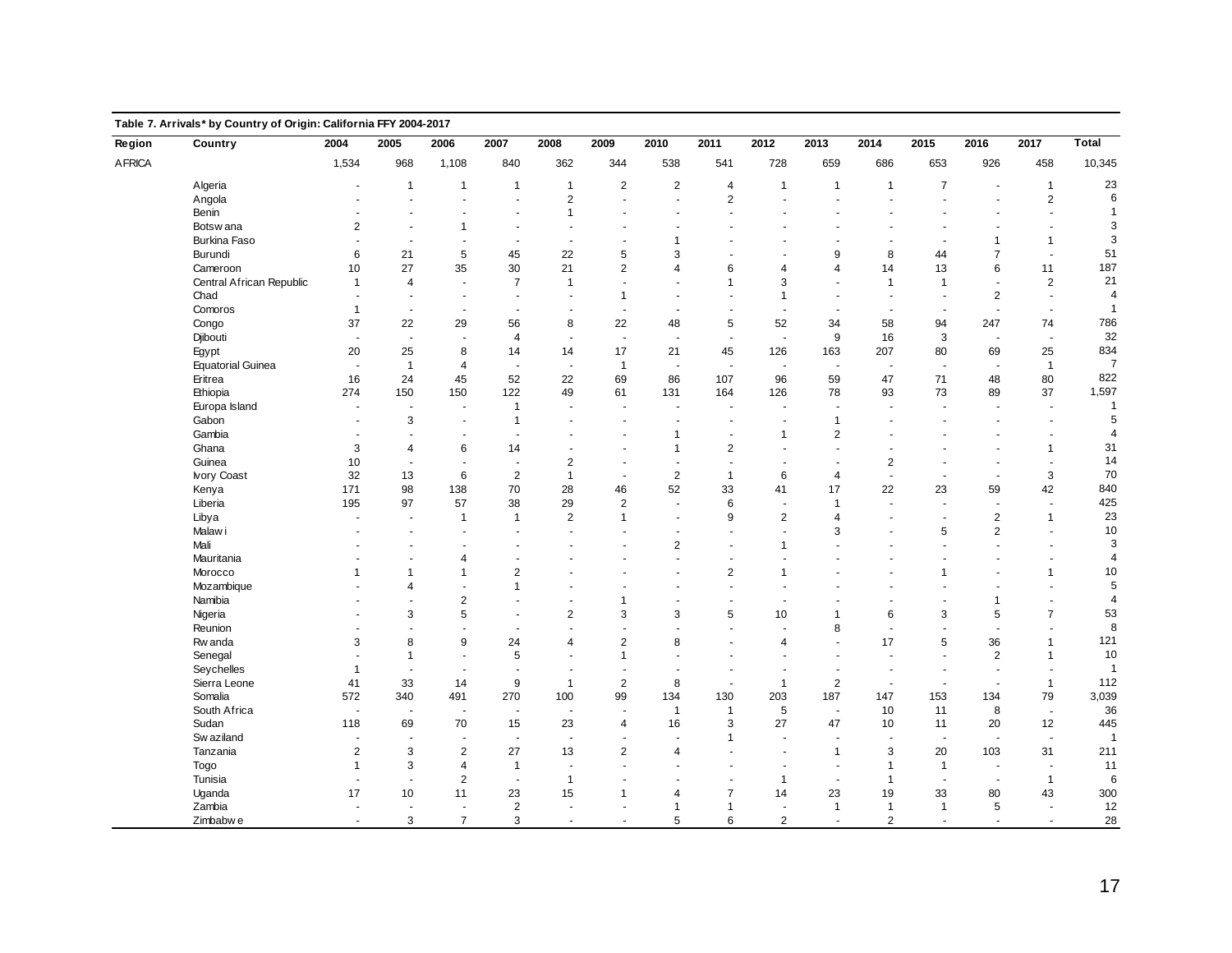**Table 7. Arrivals* by Country of Origin: California FFY 2004-2017**

| Region | Country | 2004 | 2005 | 2006 | 2007 | 2008 | 2009 | 2010 | 2011 | 2012 | 2013 | 2014 | 2015 | 2016 | 2017 | Total |
|---|---|---|---|---|---|---|---|---|---|---|---|---|---|---|---|---|
| AFRICA | | 1,534 | 968 | 1,108 | 840 | 362 | 344 | 538 | 541 | 728 | 659 | 686 | 653 | 926 | 458 | 10,345 |
| | Algeria | - | 1 | 1 | 1 | 1 | 2 | 2 | 4 | 1 | 1 | 1 | 7 | - | 1 | 23 |
| | Angola | - | - | - | - | 2 | - | - | 2 | - | - | - | - | - | 2 | 6 |
| | Benin | - | - | - | - | 1 | - | - | - | - | - | - | - | - | - | 1 |
| | Botswana | 2 | - | 1 | - | - | - | - | - | - | - | - | - | - | - | 3 |
| | Burkina Faso | - | - | - | - | - | - | 1 | - | - | - | - | - | 1 | 1 | 3 |
| | Burundi | 6 | 21 | 5 | 45 | 22 | 5 | 3 | - | - | 9 | 8 | 44 | 7 | - | 51 |
| | Cameroon | 10 | 27 | 35 | 30 | 21 | 2 | 4 | 6 | 4 | 4 | 14 | 13 | 6 | 11 | 187 |
| | Central African Republic | 1 | 4 | - | 7 | 1 | - | - | 1 | 3 | - | 1 | 1 | - | 2 | 21 |
| | Chad | - | - | - | - | - | 1 | - | - | 1 | - | - | - | 2 | - | 4 |
| | Comoros | 1 | - | - | - | - | - | - | - | - | - | - | - | - | - | 1 |
| | Congo | 37 | 22 | 29 | 56 | 8 | 22 | 48 | 5 | 52 | 34 | 58 | 94 | 247 | 74 | 786 |
| | Djibouti | - | - | - | 4 | - | - | - | - | - | 9 | 16 | 3 | - | - | 32 |
| | Egypt | 20 | 25 | 8 | 14 | 14 | 17 | 21 | 45 | 126 | 163 | 207 | 80 | 69 | 25 | 834 |
| | Equatorial Guinea | - | 1 | 4 | - | - | 1 | - | - | - | - | - | - | - | 1 | 7 |
| | Eritrea | 16 | 24 | 45 | 52 | 22 | 69 | 86 | 107 | 96 | 59 | 47 | 71 | 48 | 80 | 822 |
| | Ethiopia | 274 | 150 | 150 | 122 | 49 | 61 | 131 | 164 | 126 | 78 | 93 | 73 | 89 | 37 | 1,597 |
| | Europa Island | - | - | - | 1 | - | - | - | - | - | - | - | - | - | - | 1 |
| | Gabon | - | 3 | - | 1 | - | - | - | - | - | 1 | - | - | - | - | 5 |
| | Gambia | - | - | - | - | - | - | 1 | - | 1 | 2 | - | - | - | - | 4 |
| | Ghana | 3 | 4 | 6 | 14 | - | - | 1 | 2 | - | - | - | - | - | 1 | 31 |
| | Guinea | 10 | - | - | - | 2 | - | - | - | - | - | 2 | - | - | - | 14 |
| | Ivory Coast | 32 | 13 | 6 | 2 | 1 | - | 2 | 1 | 6 | 4 | - | - | - | 3 | 70 |
| | Kenya | 171 | 98 | 138 | 70 | 28 | 46 | 52 | 33 | 41 | 17 | 22 | 23 | 59 | 42 | 840 |
| | Liberia | 195 | 97 | 57 | 38 | 29 | 2 | - | 6 | - | 1 | - | - | - | - | 425 |
| | Libya | - | - | 1 | 1 | 2 | 1 | - | 9 | 2 | 4 | - | - | 2 | 1 | 23 |
| | Malawi | - | - | - | - | - | - | - | - | - | 3 | - | 5 | 2 | - | 10 |
| | Mali | - | - | - | - | - | - | 2 | - | 1 | - | - | - | - | - | 3 |
| | Mauritania | - | - | 4 | - | - | - | - | - | - | - | - | - | - | - | 4 |
| | Morocco | 1 | 1 | 1 | 2 | - | - | - | 2 | 1 | - | - | 1 | - | 1 | 10 |
| | Mozambique | - | 4 | - | 1 | - | - | - | - | - | - | - | - | - | - | 5 |
| | Namibia | - | - | 2 | - | - | 1 | - | - | - | - | - | - | 1 | - | 4 |
| | Nigeria | - | 3 | 5 | - | 2 | 3 | 3 | 5 | 10 | 1 | 6 | 3 | 5 | 7 | 53 |
| | Reunion | - | - | - | - | - | - | - | - | - | 8 | - | - | - | - | 8 |
| | Rwanda | 3 | 8 | 9 | 24 | 4 | 2 | 8 | - | 4 | - | 17 | 5 | 36 | 1 | 121 |
| | Senegal | - | 1 | - | 5 | - | 1 | - | - | - | - | - | - | 2 | 1 | 10 |
| | Seychelles | 1 | - | - | - | - | - | - | - | - | - | - | - | - | - | 1 |
| | Sierra Leone | 41 | 33 | 14 | 9 | 1 | 2 | 8 | - | 1 | 2 | - | - | - | 1 | 112 |
| | Somalia | 572 | 340 | 491 | 270 | 100 | 99 | 134 | 130 | 203 | 187 | 147 | 153 | 134 | 79 | 3,039 |
| | South Africa | - | - | - | - | - | - | 1 | 1 | 5 | - | 10 | 11 | 8 | - | 36 |
| | Sudan | 118 | 69 | 70 | 15 | 23 | 4 | 16 | 3 | 27 | 47 | 10 | 11 | 20 | 12 | 445 |
| | Swaziland | - | - | - | - | - | - | - | 1 | - | - | - | - | - | - | 1 |
| | Tanzania | 2 | 3 | 2 | 27 | 13 | 2 | 4 | - | - | 1 | 3 | 20 | 103 | 31 | 211 |
| | Togo | 1 | 3 | 4 | 1 | - | - | - | - | - | - | 1 | 1 | - | - | 11 |
| | Tunisia | - | - | 2 | - | 1 | - | - | - | 1 | - | 1 | - | - | 1 | 6 |
| | Uganda | 17 | 10 | 11 | 23 | 15 | 1 | 4 | 7 | 14 | 23 | 19 | 33 | 80 | 43 | 300 |
| | Zambia | - | - | - | 2 | - | - | 1 | 1 | - | 1 | 1 | 1 | 5 | - | 12 |
| | Zimbabwe | - | 3 | 7 | 3 | - | - | 5 | 6 | 2 | - | 2 | - | - | - | 28 |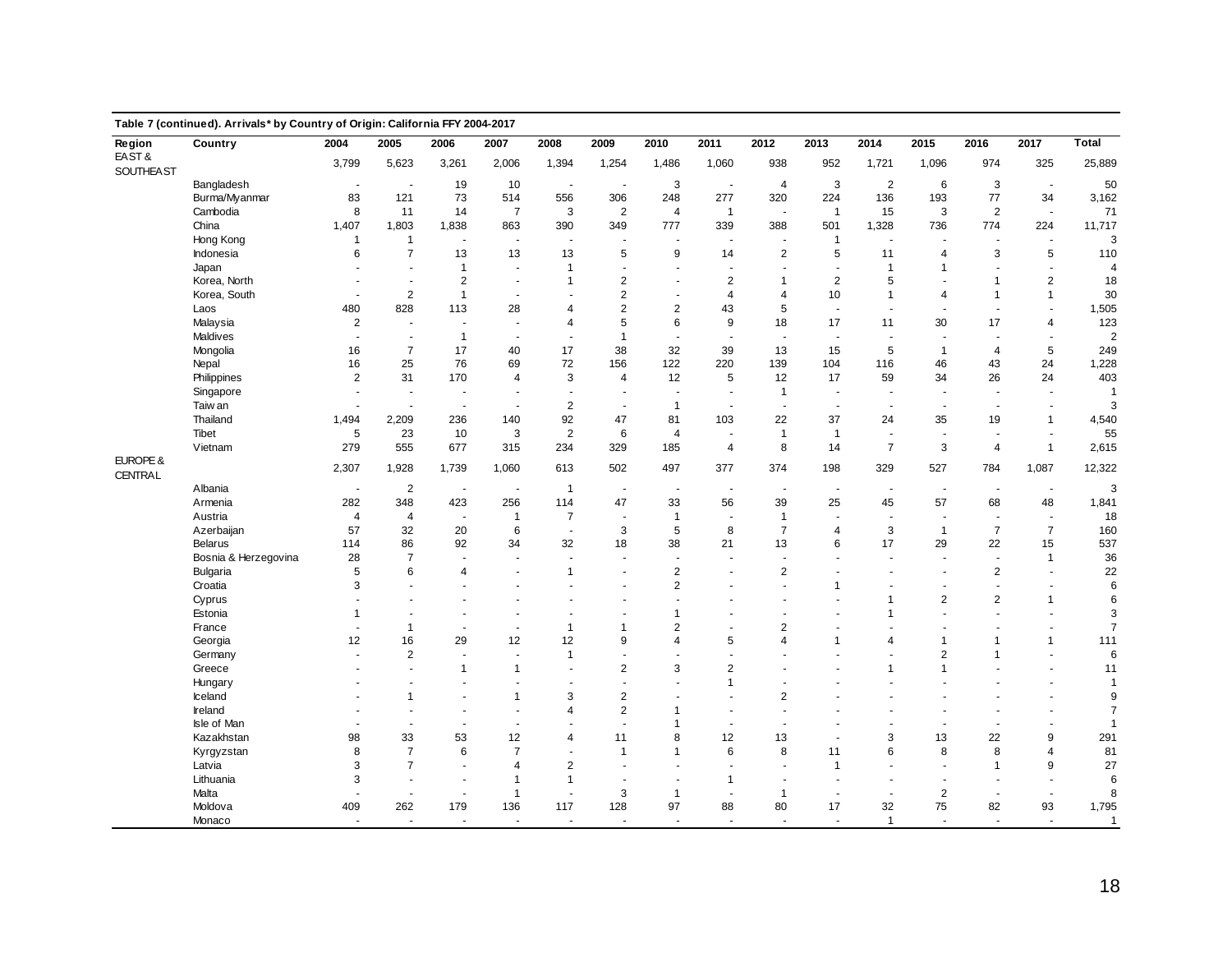**Table 7 (continued). Arrivals* by Country of Origin: California FFY 2004-2017**

| Region | Country | 2004 | 2005 | 2006 | 2007 | 2008 | 2009 | 2010 | 2011 | 2012 | 2013 | 2014 | 2015 | 2016 | 2017 | Total |
|---|---|---|---|---|---|---|---|---|---|---|---|---|---|---|---|---|
| EAST & SOUTHEAST | | 3,799 | 5,623 | 3,261 | 2,006 | 1,394 | 1,254 | 1,486 | 1,060 | 938 | 952 | 1,721 | 1,096 | 974 | 325 | 25,889 |
| | Bangladesh | - | - | 19 | 10 | - | - | 3 | - | 4 | 3 | 2 | 6 | 3 | - | 50 |
| | Burma/Myanmar | 83 | 121 | 73 | 514 | 556 | 306 | 248 | 277 | 320 | 224 | 136 | 193 | 77 | 34 | 3,162 |
| | Cambodia | 8 | 11 | 14 | 7 | 3 | 2 | 4 | 1 | - | 1 | 15 | 3 | 2 | - | 71 |
| | China | 1,407 | 1,803 | 1,838 | 863 | 390 | 349 | 777 | 339 | 388 | 501 | 1,328 | 736 | 774 | 224 | 11,717 |
| | Hong Kong | 1 | 1 | - | - | - | - | - | - | - | 1 | - | - | - | - | 3 |
| | Indonesia | 6 | 7 | 13 | 13 | 13 | 5 | 9 | 14 | 2 | 5 | 11 | 4 | 3 | 5 | 110 |
| | Japan | - | - | 1 | - | 1 | - | - | - | - | - | 1 | 1 | - | - | 4 |
| | Korea, North | - | - | 2 | - | 1 | 2 | - | 2 | 1 | 2 | 5 | - | 1 | 2 | 18 |
| | Korea, South | - | 2 | 1 | - | - | 2 | - | 4 | 4 | 10 | 1 | 4 | 1 | 1 | 30 |
| | Laos | 480 | 828 | 113 | 28 | 4 | 2 | 2 | 43 | 5 | - | - | - | - | - | 1,505 |
| | Malaysia | 2 | - | - | - | 4 | 5 | 6 | 9 | 18 | 17 | 11 | 30 | 17 | 4 | 123 |
| | Maldives | - | - | 1 | - | - | 1 | - | - | - | - | - | - | - | - | 2 |
| | Mongolia | 16 | 7 | 17 | 40 | 17 | 38 | 32 | 39 | 13 | 15 | 5 | 1 | 4 | 5 | 249 |
| | Nepal | 16 | 25 | 76 | 69 | 72 | 156 | 122 | 220 | 139 | 104 | 116 | 46 | 43 | 24 | 1,228 |
| | Philippines | 2 | 31 | 170 | 4 | 3 | 4 | 12 | 5 | 12 | 17 | 59 | 34 | 26 | 24 | 403 |
| | Singapore | - | - | - | - | - | - | - | - | 1 | - | - | - | - | - | 1 |
| | Taiwan | - | - | - | - | 2 | - | 1 | - | - | - | - | - | - | - | 3 |
| | Thailand | 1,494 | 2,209 | 236 | 140 | 92 | 47 | 81 | 103 | 22 | 37 | 24 | 35 | 19 | 1 | 4,540 |
| | Tibet | 5 | 23 | 10 | 3 | 2 | 6 | 4 | - | 1 | 1 | - | - | - | - | 55 |
| | Vietnam | 279 | 555 | 677 | 315 | 234 | 329 | 185 | 4 | 8 | 14 | 7 | 3 | 4 | 1 | 2,615 |
| EUROPE & CENTRAL | | 2,307 | 1,928 | 1,739 | 1,060 | 613 | 502 | 497 | 377 | 374 | 198 | 329 | 527 | 784 | 1,087 | 12,322 |
| | Albania | - | 2 | - | - | 1 | - | - | - | - | - | - | - | - | - | 3 |
| | Armenia | 282 | 348 | 423 | 256 | 114 | 47 | 33 | 56 | 39 | 25 | 45 | 57 | 68 | 48 | 1,841 |
| | Austria | 4 | 4 | - | 1 | 7 | - | 1 | - | 1 | - | - | - | - | - | 18 |
| | Azerbaijan | 57 | 32 | 20 | 6 | - | 3 | 5 | 8 | 7 | 4 | 3 | 1 | 7 | 7 | 160 |
| | Belarus | 114 | 86 | 92 | 34 | 32 | 18 | 38 | 21 | 13 | 6 | 17 | 29 | 22 | 15 | 537 |
| | Bosnia & Herzegovina | 28 | 7 | - | - | - | - | - | - | - | - | - | - | - | 1 | 36 |
| | Bulgaria | 5 | 6 | 4 | - | 1 | - | 2 | - | 2 | - | - | - | 2 | - | 22 |
| | Croatia | 3 | - | - | - | - | - | 2 | - | - | 1 | - | - | - | - | 6 |
| | Cyprus | - | - | - | - | - | - | - | - | - | - | 1 | 2 | 2 | 1 | 6 |
| | Estonia | 1 | - | - | - | - | - | 1 | - | - | - | 1 | - | - | - | 3 |
| | France | - | 1 | - | - | 1 | 1 | 2 | - | 2 | - | - | - | - | - | 7 |
| | Georgia | 12 | 16 | 29 | 12 | 12 | 9 | 4 | 5 | 4 | 1 | 4 | 1 | 1 | 1 | 111 |
| | Germany | - | 2 | - | - | 1 | - | - | - | - | - | - | 2 | 1 | - | 6 |
| | Greece | - | - | 1 | 1 | - | 2 | 3 | 2 | - | - | 1 | 1 | - | - | 11 |
| | Hungary | - | - | - | - | - | - | - | 1 | - | - | - | - | - | - | 1 |
| | Iceland | - | 1 | - | 1 | 3 | 2 | - | - | 2 | - | - | - | - | - | 9 |
| | Ireland | - | - | - | - | 4 | 2 | 1 | - | - | - | - | - | - | - | 7 |
| | Isle of Man | - | - | - | - | - | - | 1 | - | - | - | - | - | - | - | 1 |
| | Kazakhstan | 98 | 33 | 53 | 12 | 4 | 11 | 8 | 12 | 13 | - | 3 | 13 | 22 | 9 | 291 |
| | Kyrgyzstan | 8 | 7 | 6 | 7 | - | 1 | 1 | 6 | 8 | 11 | 6 | 8 | 8 | 4 | 81 |
| | Latvia | 3 | 7 | - | 4 | 2 | - | - | - | - | 1 | - | - | 1 | 9 | 27 |
| | Lithuania | 3 | - | - | 1 | 1 | - | - | 1 | - | - | - | - | - | - | 6 |
| | Malta | - | - | - | 1 | - | 3 | 1 | - | 1 | - | - | 2 | - | - | 8 |
| | Moldova | 409 | 262 | 179 | 136 | 117 | 128 | 97 | 88 | 80 | 17 | 32 | 75 | 82 | 93 | 1,795 |
| | Monaco | - | - | - | - | - | - | - | - | - | - | 1 | - | - | - | 1 |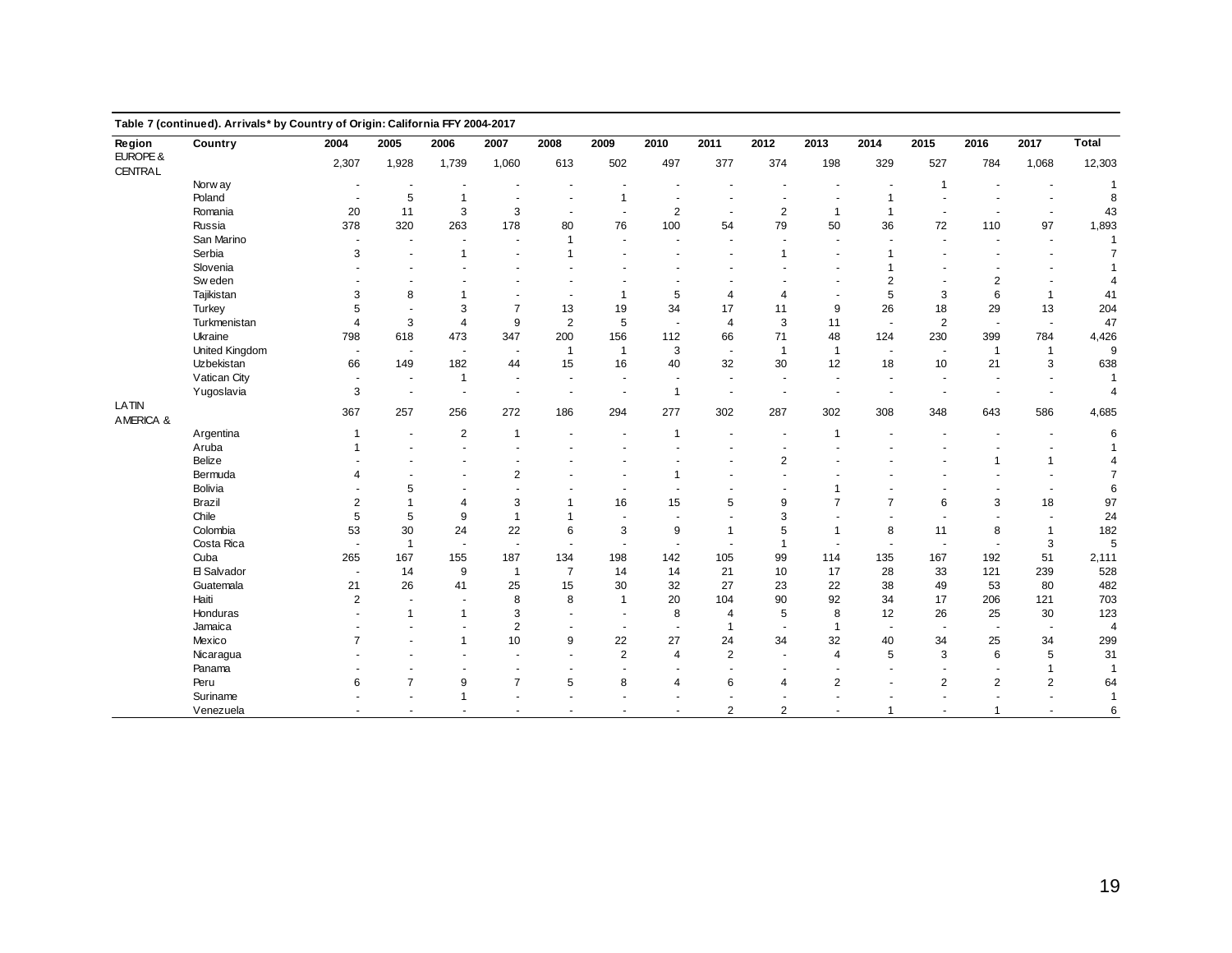**Table 7 (continued). Arrivals* by Country of Origin: California FFY 2004-2017**

| Region | Country | 2004 | 2005 | 2006 | 2007 | 2008 | 2009 | 2010 | 2011 | 2012 | 2013 | 2014 | 2015 | 2016 | 2017 | Total |
|---|---|---|---|---|---|---|---|---|---|---|---|---|---|---|---|---|
| EUROPE & CENTRAL | | 2,307 | 1,928 | 1,739 | 1,060 | 613 | 502 | 497 | 377 | 374 | 198 | 329 | 527 | 784 | 1,068 | 12,303 |
| | Norway | - | - | - | - | - | - | - | - | - | - | - | 1 | - | - | 1 |
| | Poland | - | 5 | 1 | - | - | 1 | - | - | - | - | 1 | - | - | - | 8 |
| | Romania | 20 | 11 | 3 | 3 | - | - | 2 | - | 2 | 1 | 1 | - | - | - | 43 |
| | Russia | 378 | 320 | 263 | 178 | 80 | 76 | 100 | 54 | 79 | 50 | 36 | 72 | 110 | 97 | 1,893 |
| | San Marino | - | - | - | - | 1 | - | - | - | - | - | - | - | - | - | 1 |
| | Serbia | 3 | - | 1 | - | 1 | - | - | - | 1 | - | 1 | - | - | - | 7 |
| | Slovenia | - | - | - | - | - | - | - | - | - | - | 1 | - | - | - | 1 |
| | Sweden | - | - | - | - | - | - | - | - | - | - | 2 | - | 2 | - | 4 |
| | Tajikistan | 3 | 8 | 1 | - | - | 1 | 5 | 4 | 4 | - | 5 | 3 | 6 | 1 | 41 |
| | Turkey | 5 | - | 3 | 7 | 13 | 19 | 34 | 17 | 11 | 9 | 26 | 18 | 29 | 13 | 204 |
| | Turkmenistan | 4 | 3 | 4 | 9 | 2 | 5 | - | 4 | 3 | 11 | - | 2 | - | - | 47 |
| | Ukraine | 798 | 618 | 473 | 347 | 200 | 156 | 112 | 66 | 71 | 48 | 124 | 230 | 399 | 784 | 4,426 |
| | United Kingdom | - | - | - | - | 1 | 1 | 3 | - | 1 | 1 | - | - | 1 | 1 | 9 |
| | Uzbekistan | 66 | 149 | 182 | 44 | 15 | 16 | 40 | 32 | 30 | 12 | 18 | 10 | 21 | 3 | 638 |
| | Vatican City | - | - | 1 | - | - | - | - | - | - | - | - | - | - | - | 1 |
| | Yugoslavia | 3 | - | - | - | - | - | 1 | - | - | - | - | - | - | - | 4 |
| LATIN AMERICA & | | 367 | 257 | 256 | 272 | 186 | 294 | 277 | 302 | 287 | 302 | 308 | 348 | 643 | 586 | 4,685 |
| | Argentina | 1 | - | 2 | 1 | - | - | 1 | - | - | 1 | - | - | - | - | 6 |
| | Aruba | 1 | - | - | - | - | - | - | - | - | - | - | - | - | - | 1 |
| | Belize | - | - | - | - | - | - | - | - | 2 | - | - | - | 1 | 1 | 4 |
| | Bermuda | 4 | - | - | 2 | - | - | 1 | - | - | - | - | - | - | - | 7 |
| | Bolivia | - | 5 | - | - | - | - | - | - | - | 1 | - | - | - | - | 6 |
| | Brazil | 2 | 1 | 4 | 3 | 1 | 16 | 15 | 5 | 9 | 7 | 7 | 6 | 3 | 18 | 97 |
| | Chile | 5 | 5 | 9 | 1 | 1 | - | - | - | 3 | - | - | - | - | - | 24 |
| | Colombia | 53 | 30 | 24 | 22 | 6 | 3 | 9 | 1 | 5 | 1 | 8 | 11 | 8 | 1 | 182 |
| | Costa Rica | - | 1 | - | - | - | - | - | - | 1 | - | - | - | - | 3 | 5 |
| | Cuba | 265 | 167 | 155 | 187 | 134 | 198 | 142 | 105 | 99 | 114 | 135 | 167 | 192 | 51 | 2,111 |
| | El Salvador | - | 14 | 9 | 1 | 7 | 14 | 14 | 21 | 10 | 17 | 28 | 33 | 121 | 239 | 528 |
| | Guatemala | 21 | 26 | 41 | 25 | 15 | 30 | 32 | 27 | 23 | 22 | 38 | 49 | 53 | 80 | 482 |
| | Haiti | 2 | - | - | 8 | 8 | 1 | 20 | 104 | 90 | 92 | 34 | 17 | 206 | 121 | 703 |
| | Honduras | - | 1 | 1 | 3 | - | - | 8 | 4 | 5 | 8 | 12 | 26 | 25 | 30 | 123 |
| | Jamaica | - | - | - | 2 | - | - | - | 1 | - | 1 | - | - | - | - | 4 |
| | Mexico | 7 | - | 1 | 10 | 9 | 22 | 27 | 24 | 34 | 32 | 40 | 34 | 25 | 34 | 299 |
| | Nicaragua | - | - | - | - | - | 2 | 4 | 2 | - | 4 | 5 | 3 | 6 | 5 | 31 |
| | Panama | - | - | - | - | - | - | - | - | - | - | - | - | - | 1 | 1 |
| | Peru | 6 | 7 | 9 | 7 | 5 | 8 | 4 | 6 | 4 | 2 | - | 2 | 2 | 2 | 64 |
| | Suriname | - | - | 1 | - | - | - | - | - | - | - | - | - | - | - | 1 |
| | Venezuela | - | - | - | - | - | - | - | 2 | 2 | - | 1 | - | 1 | - | 6 |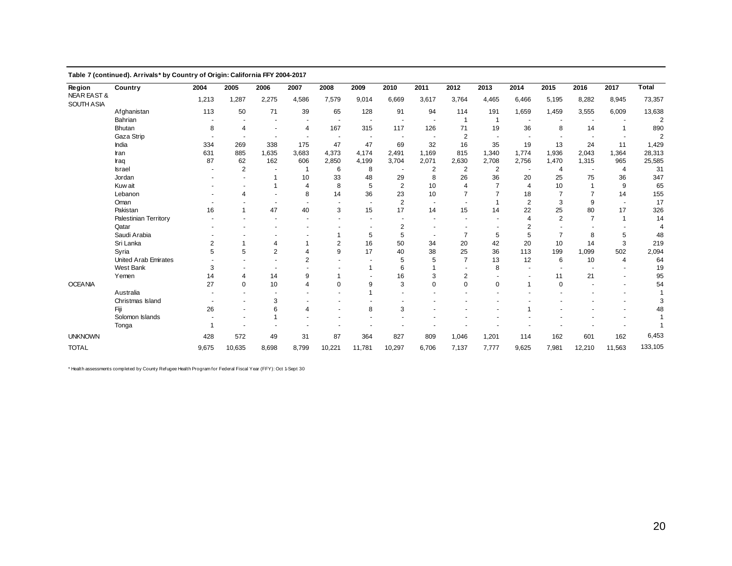**Table 7 (continued). Arrivals* by Country of Origin: California FFY 2004-2017**

| Region | Country | 2004 | 2005 | 2006 | 2007 | 2008 | 2009 | 2010 | 2011 | 2012 | 2013 | 2014 | 2015 | 2016 | 2017 | Total |
|---|---|---|---|---|---|---|---|---|---|---|---|---|---|---|---|---|
| NEAR EAST & SOUTH ASIA | | 1,213 | 1,287 | 2,275 | 4,586 | 7,579 | 9,014 | 6,669 | 3,617 | 3,764 | 4,465 | 6,466 | 5,195 | 8,282 | 8,945 | 73,357 |
| | Afghanistan | 113 | 50 | 71 | 39 | 65 | 128 | 91 | 94 | 114 | 191 | 1,659 | 1,459 | 3,555 | 6,009 | 13,638 |
| | Bahrian | - | - | - | - | - | - | - | - | 1 | 1 | - | - | - | - | 2 |
| | Bhutan | 8 | 4 | - | 4 | 167 | 315 | 117 | 126 | 71 | 19 | 36 | 8 | 14 | 1 | 890 |
| | Gaza Strip | - | - | - | - | - | - | - | - | 2 | - | - | - | - | - | 2 |
| | India | 334 | 269 | 338 | 175 | 47 | 47 | 69 | 32 | 16 | 35 | 19 | 13 | 24 | 11 | 1,429 |
| | Iran | 631 | 885 | 1,635 | 3,683 | 4,373 | 4,174 | 2,491 | 1,169 | 815 | 1,340 | 1,774 | 1,936 | 2,043 | 1,364 | 28,313 |
| | Iraq | 87 | 62 | 162 | 606 | 2,850 | 4,199 | 3,704 | 2,071 | 2,630 | 2,708 | 2,756 | 1,470 | 1,315 | 965 | 25,585 |
| | Israel | - | 2 | - | 1 | 6 | 8 | - | 2 | 2 | 2 | - | 4 | - | 4 | 31 |
| | Jordan | - | - | 1 | 10 | 33 | 48 | 29 | 8 | 26 | 36 | 20 | 25 | 75 | 36 | 347 |
| | Kuwait | - | - | 1 | 4 | 8 | 5 | 2 | 10 | 4 | 7 | 4 | 10 | 1 | 9 | 65 |
| | Lebanon | - | 4 | - | 8 | 14 | 36 | 23 | 10 | 7 | 7 | 18 | 7 | 7 | 14 | 155 |
| | Oman | - | - | - | - | - | - | 2 | - | - | 1 | 2 | 3 | 9 | - | 17 |
| | Pakistan | 16 | 1 | 47 | 40 | 3 | 15 | 17 | 14 | 15 | 14 | 22 | 25 | 80 | 17 | 326 |
| | Palestinian Territory | - | - | - | - | - | - | - | - | - | - | 4 | 2 | 7 | 1 | 14 |
| | Qatar | - | - | - | - | - | - | 2 | - | - | - | 2 | - | - | - | 4 |
| | Saudi Arabia | - | - | - | - | 1 | 5 | 5 | - | 7 | 5 | 5 | 7 | 8 | 5 | 48 |
| | Sri Lanka | 2 | 1 | 4 | 1 | 2 | 16 | 50 | 34 | 20 | 42 | 20 | 10 | 14 | 3 | 219 |
| | Syria | 5 | 5 | 2 | 4 | 9 | 17 | 40 | 38 | 25 | 36 | 113 | 199 | 1,099 | 502 | 2,094 |
| | United Arab Emirates | - | - | - | 2 | - | - | 5 | 5 | 7 | 13 | 12 | 6 | 10 | 4 | 64 |
| | West Bank | 3 | - | - | - | - | 1 | 6 | 1 | - | 8 | - | - | - | - | 19 |
| | Yemen | 14 | 4 | 14 | 9 | 1 | - | 16 | 3 | 2 | - | - | 11 | 21 | - | 95 |
| OCEANIA | | 27 | 0 | 10 | 4 | 0 | 9 | 3 | 0 | 0 | 0 | 1 | 0 | - | - | 54 |
| | Australia | - | - | - | - | - | 1 | - | - | - | - | - | - | - | - | 1 |
| | Christmas Island | - | - | 3 | - | - | - | - | - | - | - | - | - | - | - | 3 |
| | Fiji | 26 | - | 6 | 4 | - | 8 | 3 | - | - | - | 1 | - | - | - | 48 |
| | Solomon Islands | - | - | 1 | - | - | - | - | - | - | - | - | - | - | - | 1 |
| | Tonga | 1 | - | - | - | - | - | - | - | - | - | - | - | - | - | 1 |
| UNKNOWN | | 428 | 572 | 49 | 31 | 87 | 364 | 827 | 809 | 1,046 | 1,201 | 114 | 162 | 601 | 162 | 6,453 |
| TOTAL | | 9,675 | 10,635 | 8,698 | 8,799 | 10,221 | 11,781 | 10,297 | 6,706 | 7,137 | 7,777 | 9,625 | 7,981 | 12,210 | 11,563 | 133,105 |

* Health assessments completed by County Refugee Health Program for Federal Fiscal Year (FFY): Oct 1-Sept 30